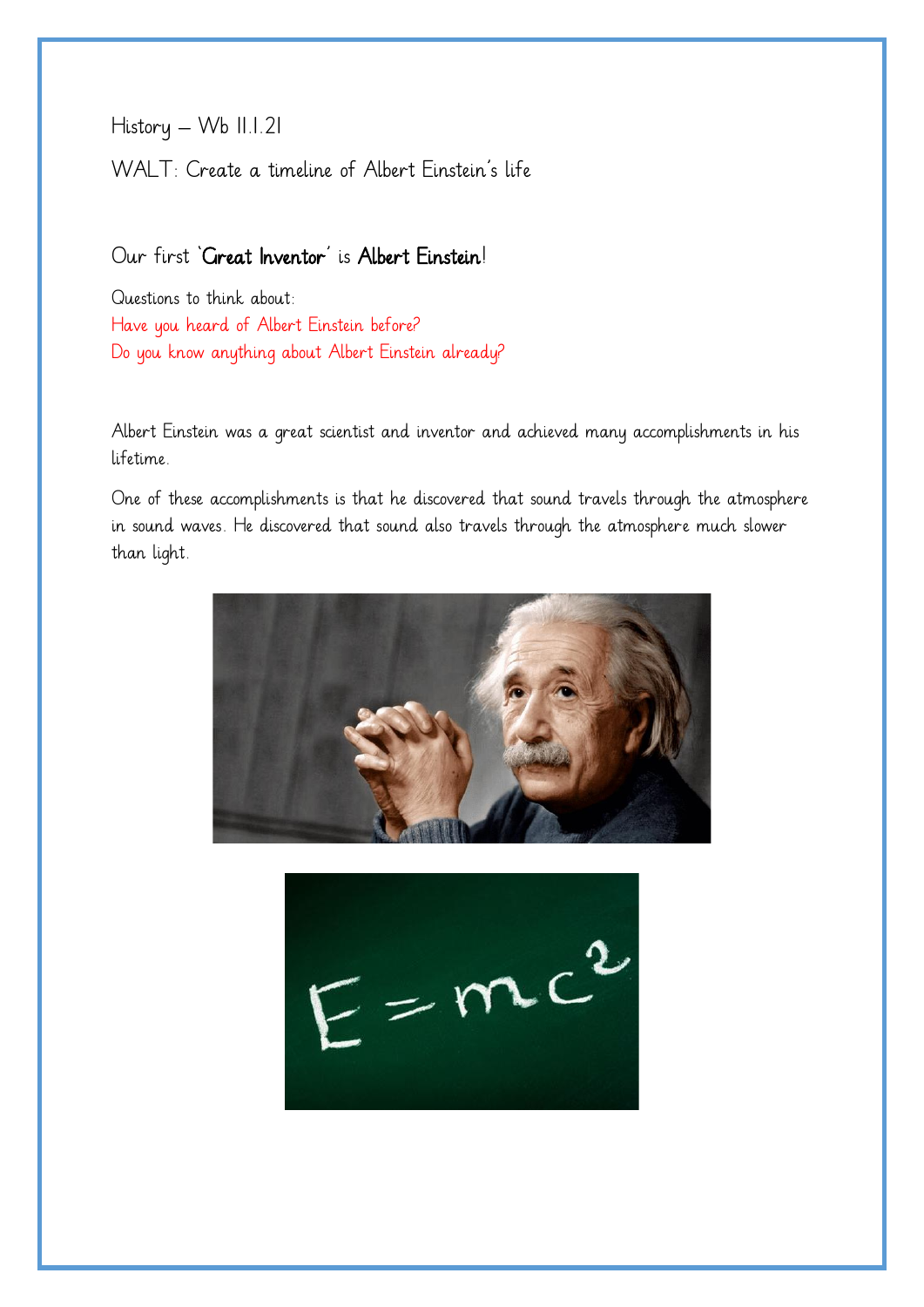History – Wb 11.1.21

WALT: Create a timeline of Albert Einstein's life

Our first '**Great Inventor**' is **Albert Einstein**!

Questions to think about:
Have you heard of Albert Einstein before?
Do you know anything about Albert Einstein already?

Albert Einstein was a great scientist and inventor and achieved many accomplishments in his lifetime.

One of these accomplishments is that he discovered that sound travels through the atmosphere in sound waves. He discovered that sound also travels through the atmosphere much slower than light.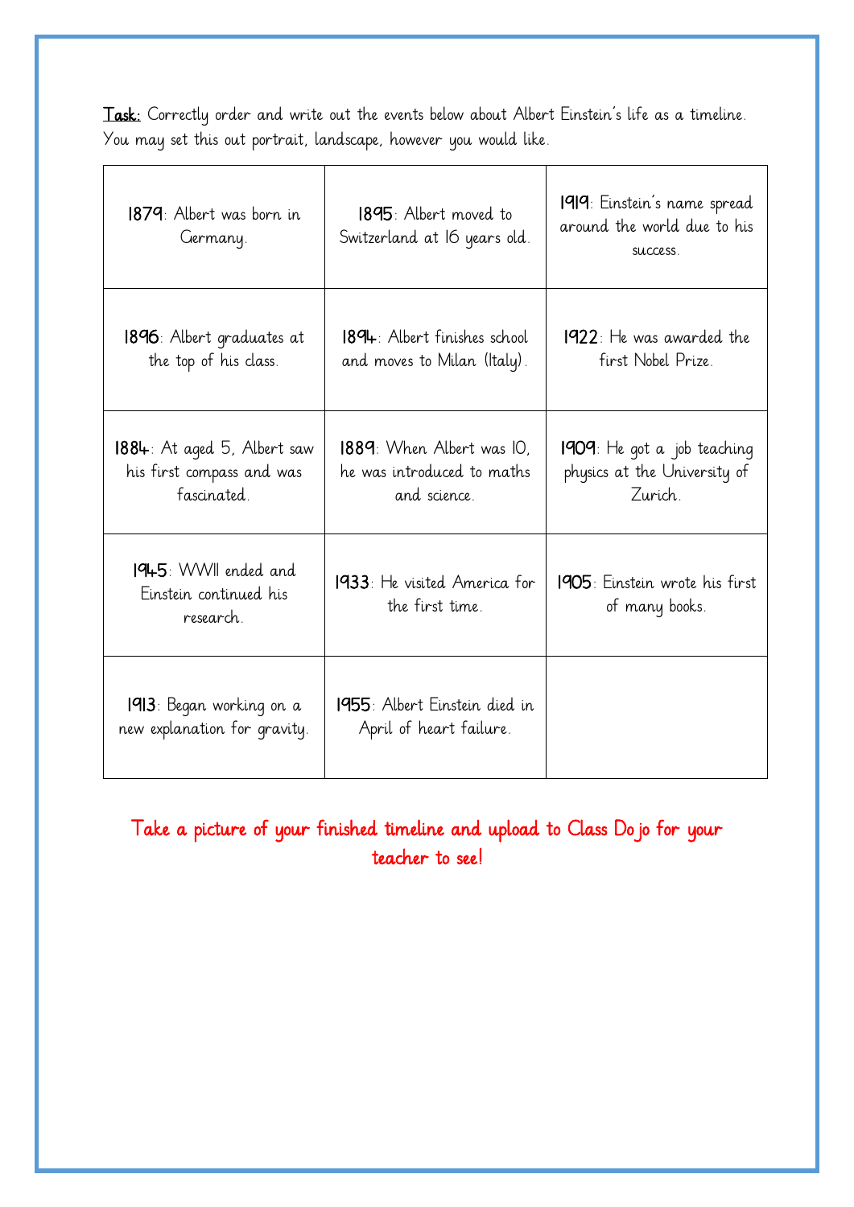**Task:** Correctly order and write out the events below about Albert Einstein's life as a timeline. You may set this out portrait, landscape, however you would like.

| | | |
|---|---|---|
| **1879**: Albert was born in Germany. | **1895**: Albert moved to Switzerland at 16 years old. | **1919**: Einstein's name spread around the world due to his success. |
| **1896**: Albert graduates at the top of his class. | **1894**: Albert finishes school and moves to Milan (Italy). | **1922**: He was awarded the first Nobel Prize. |
| **1884**: At aged 5, Albert saw his first compass and was fascinated. | **1889**: When Albert was 10, he was introduced to maths and science. | **1909**: He got a job teaching physics at the University of Zurich. |
| **1945**: WWII ended and Einstein continued his research. | **1933**: He visited America for the first time. | **1905**: Einstein wrote his first of many books. |
| **1913**: Began working on a new explanation for gravity. | **1955**: Albert Einstein died in April of heart failure. | |

Take a picture of your finished timeline and upload to Class Dojo for your teacher to see!